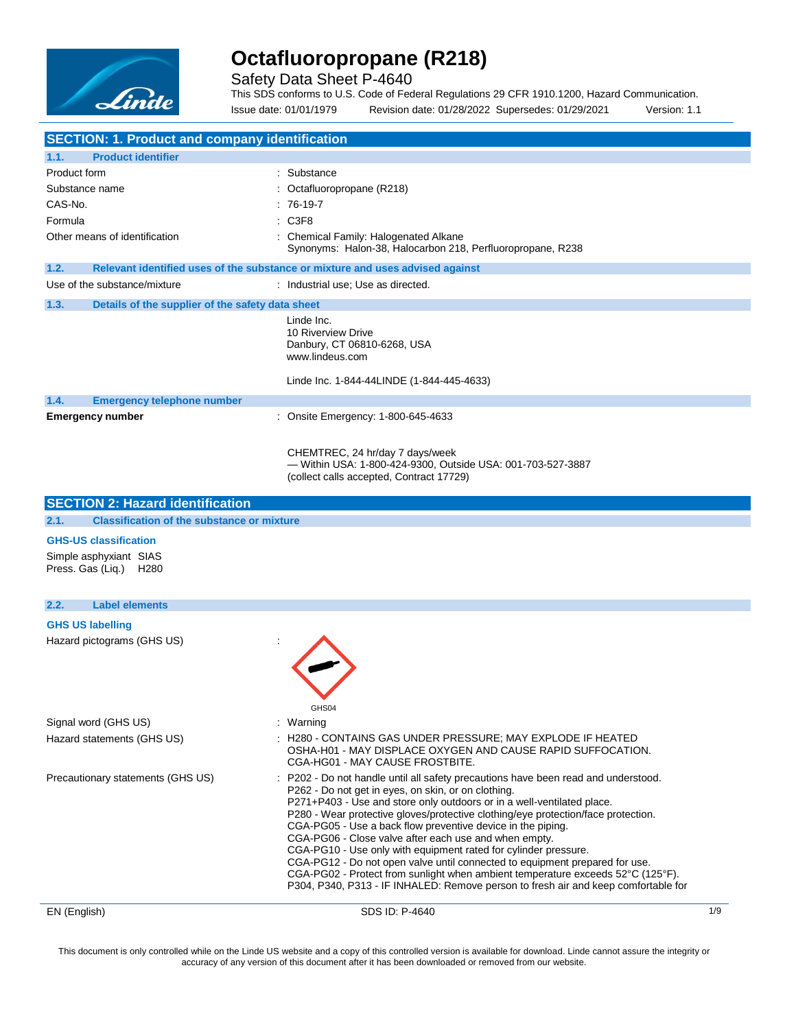# Octafluoropropane (R218)

Safety Data Sheet P-4640

This SDS conforms to U.S. Code of Federal Regulations 29 CFR 1910.1200, Hazard Communication.

Issue date: 01/01/1979 Revision date: 01/28/2022 Supersedes: 01/29/2021 Version: 1.1

## SECTION: 1. Product and company identification

### 1.1. Product identifier

| | |
|---|---|
| Product form | : Substance |
| Substance name | : Octafluoropropane (R218) |
| CAS-No. | : 76-19-7 |
| Formula | : C3F8 |
| Other means of identification | : Chemical Family: Halogenated Alkane<br>Synonyms: Halon-38, Halocarbon 218, Perfluoropropane, R238 |

### 1.2. Relevant identified uses of the substance or mixture and uses advised against

| | |
|---|---|
| Use of the substance/mixture | : Industrial use; Use as directed. |

### 1.3. Details of the supplier of the safety data sheet

Linde Inc.
10 Riverview Drive
Danbury, CT 06810-6268, USA
www.lindeus.com

Linde Inc. 1-844-44LINDE (1-844-445-4633)

### 1.4. Emergency telephone number

**Emergency number** : Onsite Emergency: 1-800-645-4633

CHEMTREC, 24 hr/day 7 days/week
— Within USA: 1-800-424-9300, Outside USA: 001-703-527-3887
(collect calls accepted, Contract 17729)

## SECTION 2: Hazard identification

### 2.1. Classification of the substance or mixture

**GHS-US classification**

Simple asphyxiant SIAS
Press. Gas (Liq.) H280

### 2.2. Label elements

**GHS US labelling**

Hazard pictograms (GHS US) :

GHS04

| | |
|---|---|
| Signal word (GHS US) | : Warning |
| Hazard statements (GHS US) | : H280 - CONTAINS GAS UNDER PRESSURE; MAY EXPLODE IF HEATED<br>OSHA-H01 - MAY DISPLACE OXYGEN AND CAUSE RAPID SUFFOCATION.<br>CGA-HG01 - MAY CAUSE FROSTBITE. |
| Precautionary statements (GHS US) | : P202 - Do not handle until all safety precautions have been read and understood.<br>P262 - Do not get in eyes, on skin, or on clothing.<br>P271+P403 - Use and store only outdoors or in a well-ventilated place.<br>P280 - Wear protective gloves/protective clothing/eye protection/face protection.<br>CGA-PG05 - Use a back flow preventive device in the piping.<br>CGA-PG06 - Close valve after each use and when empty.<br>CGA-PG10 - Use only with equipment rated for cylinder pressure.<br>CGA-PG12 - Do not open valve until connected to equipment prepared for use.<br>CGA-PG02 - Protect from sunlight when ambient temperature exceeds 52°C (125°F).<br>P304, P340, P313 - IF INHALED: Remove person to fresh air and keep comfortable for |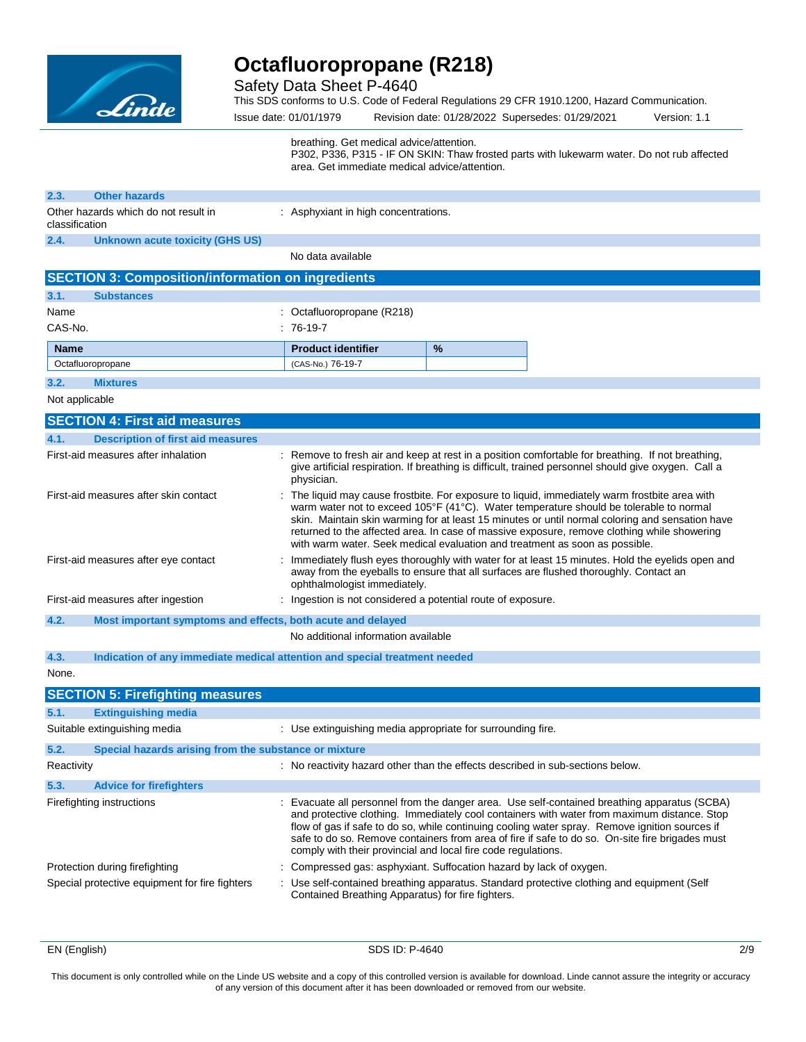breathing. Get medical advice/attention.
P302, P336, P315 - IF ON SKIN: Thaw frosted parts with lukewarm water. Do not rub affected area. Get immediate medical advice/attention.

### 2.3. Other hazards

Other hazards which do not result in classification : Asphyxiant in high concentrations.

### 2.4. Unknown acute toxicity (GHS US)

No data available

## SECTION 3: Composition/information on ingredients

### 3.1. Substances

Name : Octafluoropropane (R218)

CAS-No. : 76-19-7

| Name | Product identifier | % |
|---|---|---|
| Octafluoropropane | (CAS-No.) 76-19-7 | |

### 3.2. Mixtures

Not applicable

## SECTION 4: First aid measures

### 4.1. Description of first aid measures

First-aid measures after inhalation : Remove to fresh air and keep at rest in a position comfortable for breathing. If not breathing, give artificial respiration. If breathing is difficult, trained personnel should give oxygen. Call a physician.

First-aid measures after skin contact : The liquid may cause frostbite. For exposure to liquid, immediately warm frostbite area with warm water not to exceed 105°F (41°C). Water temperature should be tolerable to normal skin. Maintain skin warming for at least 15 minutes or until normal coloring and sensation have returned to the affected area. In case of massive exposure, remove clothing while showering with warm water. Seek medical evaluation and treatment as soon as possible.

First-aid measures after eye contact : Immediately flush eyes thoroughly with water for at least 15 minutes. Hold the eyelids open and away from the eyeballs to ensure that all surfaces are flushed thoroughly. Contact an ophthalmologist immediately.

First-aid measures after ingestion : Ingestion is not considered a potential route of exposure.

### 4.2. Most important symptoms and effects, both acute and delayed

No additional information available

### 4.3. Indication of any immediate medical attention and special treatment needed

None.

## SECTION 5: Firefighting measures

### 5.1. Extinguishing media

Suitable extinguishing media : Use extinguishing media appropriate for surrounding fire.

### 5.2. Special hazards arising from the substance or mixture

Reactivity : No reactivity hazard other than the effects described in sub-sections below.

### 5.3. Advice for firefighters

Firefighting instructions : Evacuate all personnel from the danger area. Use self-contained breathing apparatus (SCBA) and protective clothing. Immediately cool containers with water from maximum distance. Stop flow of gas if safe to do so, while continuing cooling water spray. Remove ignition sources if safe to do so. Remove containers from area of fire if safe to do so. On-site fire brigades must comply with their provincial and local fire code regulations.

Protection during firefighting : Compressed gas: asphyxiant. Suffocation hazard by lack of oxygen.

Special protective equipment for fire fighters : Use self-contained breathing apparatus. Standard protective clothing and equipment (Self Contained Breathing Apparatus) for fire fighters.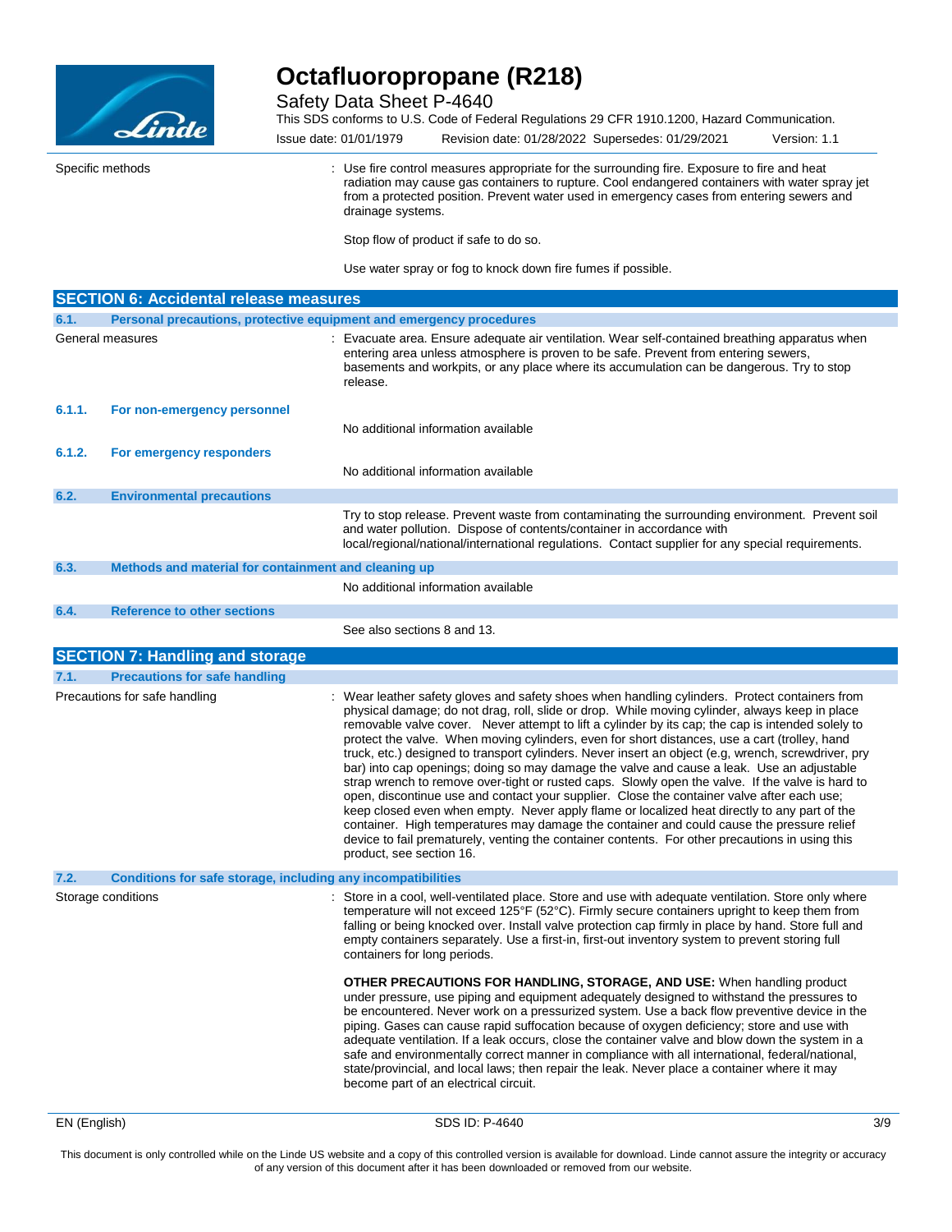Specific methods : Use fire control measures appropriate for the surrounding fire. Exposure to fire and heat radiation may cause gas containers to rupture. Cool endangered containers with water spray jet from a protected position. Prevent water used in emergency cases from entering sewers and drainage systems.

Stop flow of product if safe to do so.

Use water spray or fog to knock down fire fumes if possible.

## SECTION 6: Accidental release measures

### 6.1. Personal precautions, protective equipment and emergency procedures

General measures : Evacuate area. Ensure adequate air ventilation. Wear self-contained breathing apparatus when entering area unless atmosphere is proven to be safe. Prevent from entering sewers, basements and workpits, or any place where its accumulation can be dangerous. Try to stop release.

#### 6.1.1. For non-emergency personnel

No additional information available

#### 6.1.2. For emergency responders

No additional information available

### 6.2. Environmental precautions

Try to stop release. Prevent waste from contaminating the surrounding environment. Prevent soil and water pollution. Dispose of contents/container in accordance with local/regional/national/international regulations. Contact supplier for any special requirements.

### 6.3. Methods and material for containment and cleaning up

No additional information available

### 6.4. Reference to other sections

See also sections 8 and 13.

## SECTION 7: Handling and storage

### 7.1. Precautions for safe handling

Precautions for safe handling : Wear leather safety gloves and safety shoes when handling cylinders. Protect containers from physical damage; do not drag, roll, slide or drop. While moving cylinder, always keep in place removable valve cover. Never attempt to lift a cylinder by its cap; the cap is intended solely to protect the valve. When moving cylinders, even for short distances, use a cart (trolley, hand truck, etc.) designed to transport cylinders. Never insert an object (e.g, wrench, screwdriver, pry bar) into cap openings; doing so may damage the valve and cause a leak. Use an adjustable strap wrench to remove over-tight or rusted caps. Slowly open the valve. If the valve is hard to open, discontinue use and contact your supplier. Close the container valve after each use; keep closed even when empty. Never apply flame or localized heat directly to any part of the container. High temperatures may damage the container and could cause the pressure relief device to fail prematurely, venting the container contents. For other precautions in using this product, see section 16.

### 7.2. Conditions for safe storage, including any incompatibilities

Storage conditions : Store in a cool, well-ventilated place. Store and use with adequate ventilation. Store only where temperature will not exceed 125°F (52°C). Firmly secure containers upright to keep them from falling or being knocked over. Install valve protection cap firmly in place by hand. Store full and empty containers separately. Use a first-in, first-out inventory system to prevent storing full containers for long periods.

**OTHER PRECAUTIONS FOR HANDLING, STORAGE, AND USE:** When handling product under pressure, use piping and equipment adequately designed to withstand the pressures to be encountered. Never work on a pressurized system. Use a back flow preventive device in the piping. Gases can cause rapid suffocation because of oxygen deficiency; store and use with adequate ventilation. If a leak occurs, close the container valve and blow down the system in a safe and environmentally correct manner in compliance with all international, federal/national, state/provincial, and local laws; then repair the leak. Never place a container where it may become part of an electrical circuit.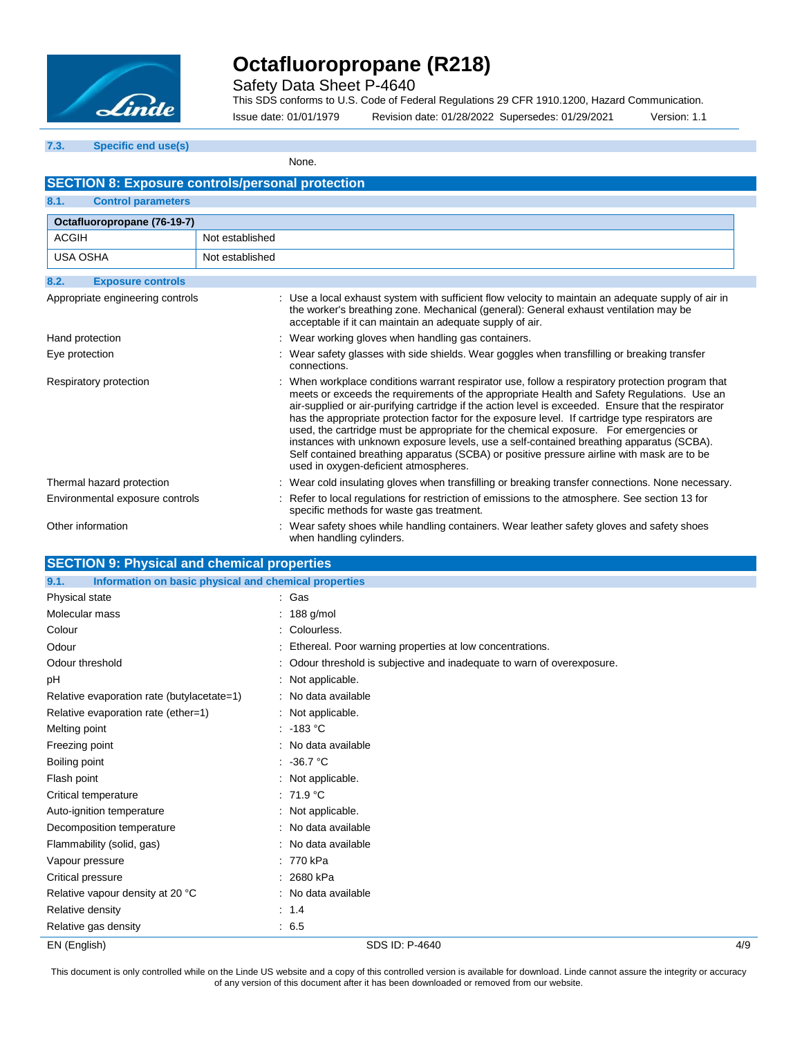### 7.3. Specific end use(s)

None.

## SECTION 8: Exposure controls/personal protection

### 8.1. Control parameters

| Octafluoropropane (76-19-7) | |
|---|---|
| ACGIH | Not established |
| USA OSHA | Not established |

### 8.2. Exposure controls

Appropriate engineering controls : Use a local exhaust system with sufficient flow velocity to maintain an adequate supply of air in the worker's breathing zone. Mechanical (general): General exhaust ventilation may be acceptable if it can maintain an adequate supply of air.

Hand protection : Wear working gloves when handling gas containers.

Eye protection : Wear safety glasses with side shields. Wear goggles when transfilling or breaking transfer connections.

Respiratory protection : When workplace conditions warrant respirator use, follow a respiratory protection program that meets or exceeds the requirements of the appropriate Health and Safety Regulations. Use an air-supplied or air-purifying cartridge if the action level is exceeded. Ensure that the respirator has the appropriate protection factor for the exposure level. If cartridge type respirators are used, the cartridge must be appropriate for the chemical exposure. For emergencies or instances with unknown exposure levels, use a self-contained breathing apparatus (SCBA). Self contained breathing apparatus (SCBA) or positive pressure airline with mask are to be used in oxygen-deficient atmospheres.

Thermal hazard protection : Wear cold insulating gloves when transfilling or breaking transfer connections. None necessary.

Environmental exposure controls : Refer to local regulations for restriction of emissions to the atmosphere. See section 13 for specific methods for waste gas treatment.

Other information : Wear safety shoes while handling containers. Wear leather safety gloves and safety shoes when handling cylinders.

## SECTION 9: Physical and chemical properties

### 9.1. Information on basic physical and chemical properties

| | |
|---|---|
| Physical state | : Gas |
| Molecular mass | : 188 g/mol |
| Colour | : Colourless. |
| Odour | : Ethereal. Poor warning properties at low concentrations. |
| Odour threshold | : Odour threshold is subjective and inadequate to warn of overexposure. |
| pH | : Not applicable. |
| Relative evaporation rate (butylacetate=1) | : No data available |
| Relative evaporation rate (ether=1) | : Not applicable. |
| Melting point | : -183 °C |
| Freezing point | : No data available |
| Boiling point | : -36.7 °C |
| Flash point | : Not applicable. |
| Critical temperature | : 71.9 °C |
| Auto-ignition temperature | : Not applicable. |
| Decomposition temperature | : No data available |
| Flammability (solid, gas) | : No data available |
| Vapour pressure | : 770 kPa |
| Critical pressure | : 2680 kPa |
| Relative vapour density at 20 °C | : No data available |
| Relative density | : 1.4 |
| Relative gas density | : 6.5 |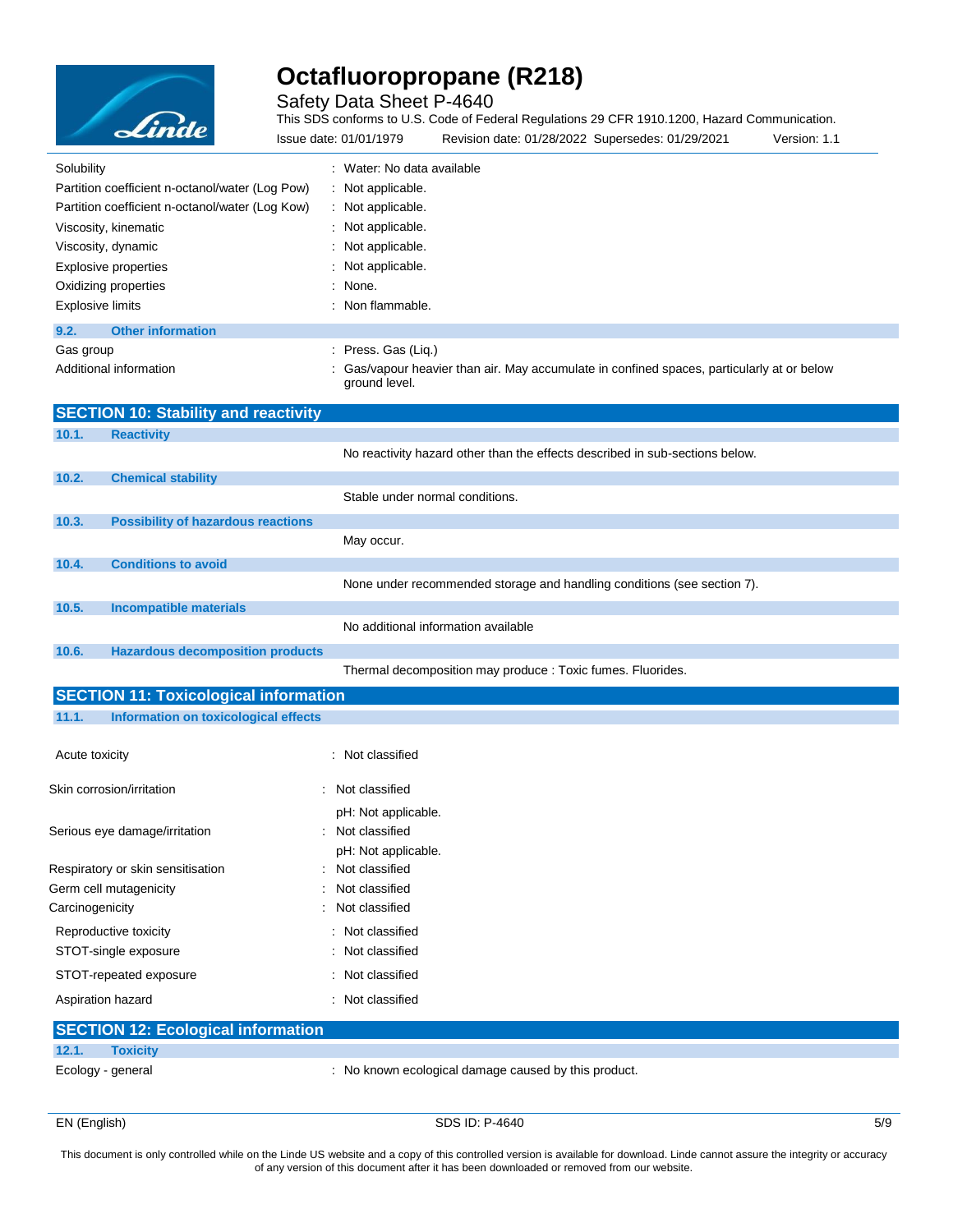| | |
|---|---|
| Solubility | : Water: No data available |
| Partition coefficient n-octanol/water (Log Pow) | : Not applicable. |
| Partition coefficient n-octanol/water (Log Kow) | : Not applicable. |
| Viscosity, kinematic | : Not applicable. |
| Viscosity, dynamic | : Not applicable. |
| Explosive properties | : Not applicable. |
| Oxidizing properties | : None. |
| Explosive limits | : Non flammable. |

### 9.2. Other information

| | |
|---|---|
| Gas group | : Press. Gas (Liq.) |
| Additional information | : Gas/vapour heavier than air. May accumulate in confined spaces, particularly at or below ground level. |

## SECTION 10: Stability and reactivity

### 10.1. Reactivity

No reactivity hazard other than the effects described in sub-sections below.

### 10.2. Chemical stability

Stable under normal conditions.

### 10.3. Possibility of hazardous reactions

May occur.

### 10.4. Conditions to avoid

None under recommended storage and handling conditions (see section 7).

### 10.5. Incompatible materials

No additional information available

### 10.6. Hazardous decomposition products

Thermal decomposition may produce : Toxic fumes. Fluorides.

## SECTION 11: Toxicological information

### 11.1. Information on toxicological effects

| | |
|---|---|
| Acute toxicity | : Not classified |
| Skin corrosion/irritation | : Not classified<br>pH: Not applicable. |
| Serious eye damage/irritation | : Not classified<br>pH: Not applicable. |
| Respiratory or skin sensitisation | : Not classified |
| Germ cell mutagenicity | : Not classified |
| Carcinogenicity | : Not classified |
| Reproductive toxicity | : Not classified |
| STOT-single exposure | : Not classified |
| STOT-repeated exposure | : Not classified |
| Aspiration hazard | : Not classified |

## SECTION 12: Ecological information

### 12.1. Toxicity

| | |
|---|---|
| Ecology - general | : No known ecological damage caused by this product. |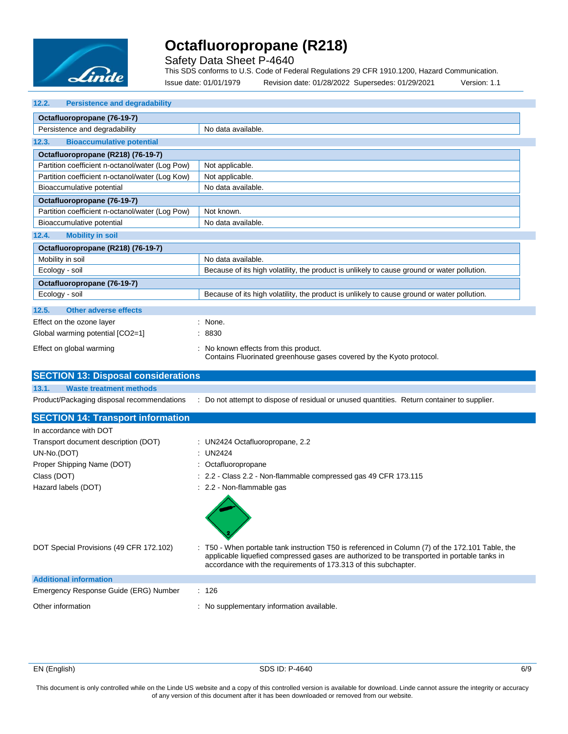### 12.2. Persistence and degradability

| Octafluoropropane (76-19-7) | |
|---|---|
| Persistence and degradability | No data available. |

### 12.3. Bioaccumulative potential

| Octafluoropropane (R218) (76-19-7) | |
|---|---|
| Partition coefficient n-octanol/water (Log Pow) | Not applicable. |
| Partition coefficient n-octanol/water (Log Kow) | Not applicable. |
| Bioaccumulative potential | No data available. |

| Octafluoropropane (76-19-7) | |
|---|---|
| Partition coefficient n-octanol/water (Log Pow) | Not known. |
| Bioaccumulative potential | No data available. |

### 12.4. Mobility in soil

| Octafluoropropane (R218) (76-19-7) | |
|---|---|
| Mobility in soil | No data available. |
| Ecology - soil | Because of its high volatility, the product is unlikely to cause ground or water pollution. |

| Octafluoropropane (76-19-7) | |
|---|---|
| Ecology - soil | Because of its high volatility, the product is unlikely to cause ground or water pollution. |

### 12.5. Other adverse effects

Effect on the ozone layer : None.

Global warming potential [CO2=1] : 8830

Effect on global warming : No known effects from this product.
Contains Fluorinated greenhouse gases covered by the Kyoto protocol.

## SECTION 13: Disposal considerations

### 13.1. Waste treatment methods

Product/Packaging disposal recommendations : Do not attempt to dispose of residual or unused quantities. Return container to supplier.

## SECTION 14: Transport information

In accordance with DOT

Transport document description (DOT) : UN2424 Octafluoropropane, 2.2

UN-No.(DOT) : UN2424

Proper Shipping Name (DOT) : Octafluoropropane

Class (DOT) : 2.2 - Class 2.2 - Non-flammable compressed gas 49 CFR 173.115

Hazard labels (DOT) : 2.2 - Non-flammable gas

DOT Special Provisions (49 CFR 172.102) : T50 - When portable tank instruction T50 is referenced in Column (7) of the 172.101 Table, the applicable liquefied compressed gases are authorized to be transported in portable tanks in accordance with the requirements of 173.313 of this subchapter.

### Additional information

Emergency Response Guide (ERG) Number : 126

Other information : No supplementary information available.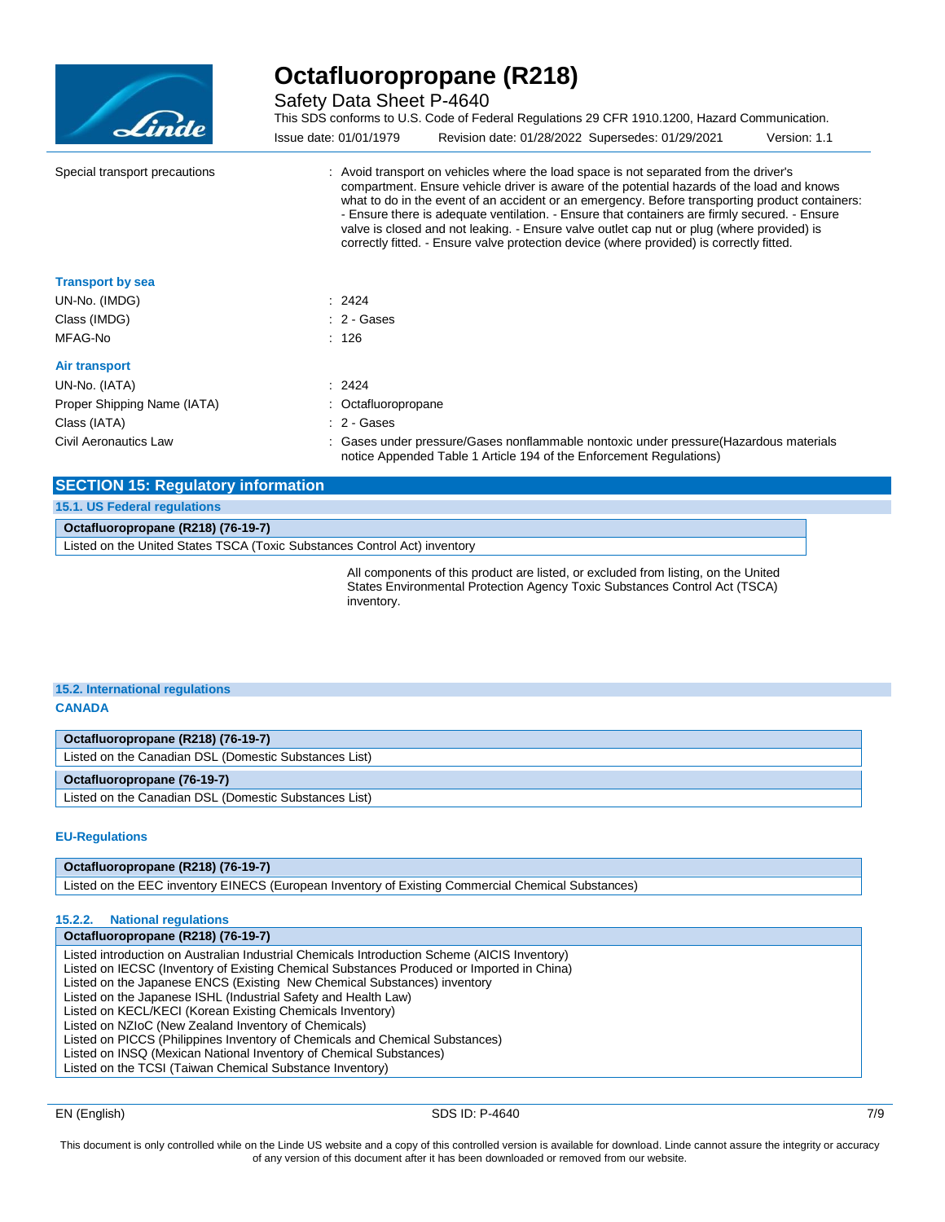| | |
|---|---|
| Special transport precautions | : Avoid transport on vehicles where the load space is not separated from the driver's compartment. Ensure vehicle driver is aware of the potential hazards of the load and knows what to do in the event of an accident or an emergency. Before transporting product containers: - Ensure there is adequate ventilation. - Ensure that containers are firmly secured. - Ensure valve is closed and not leaking. - Ensure valve outlet cap nut or plug (where provided) is correctly fitted. - Ensure valve protection device (where provided) is correctly fitted. |

**Transport by sea**

| | |
|---|---|
| UN-No. (IMDG) | : 2424 |
| Class (IMDG) | : 2 - Gases |
| MFAG-No | : 126 |

**Air transport**

| | |
|---|---|
| UN-No. (IATA) | : 2424 |
| Proper Shipping Name (IATA) | : Octafluoropropane |
| Class (IATA) | : 2 - Gases |
| Civil Aeronautics Law | : Gases under pressure/Gases nonflammable nontoxic under pressure(Hazardous materials notice Appended Table 1 Article 194 of the Enforcement Regulations) |

## SECTION 15: Regulatory information

### 15.1. US Federal regulations

| Octafluoropropane (R218) (76-19-7) |
|---|
| Listed on the United States TSCA (Toxic Substances Control Act) inventory |

All components of this product are listed, or excluded from listing, on the United States Environmental Protection Agency Toxic Substances Control Act (TSCA) inventory.

### 15.2. International regulations

**CANADA**

| Octafluoropropane (R218) (76-19-7) |
|---|
| Listed on the Canadian DSL (Domestic Substances List) |

| Octafluoropropane (76-19-7) |
|---|
| Listed on the Canadian DSL (Domestic Substances List) |

**EU-Regulations**

| Octafluoropropane (R218) (76-19-7) |
|---|
| Listed on the EEC inventory EINECS (European Inventory of Existing Commercial Chemical Substances) |

#### 15.2.2. National regulations

| Octafluoropropane (R218) (76-19-7) |
|---|
| Listed introduction on Australian Industrial Chemicals Introduction Scheme (AICIS Inventory)<br>Listed on IECSC (Inventory of Existing Chemical Substances Produced or Imported in China)<br>Listed on the Japanese ENCS (Existing New Chemical Substances) inventory<br>Listed on the Japanese ISHL (Industrial Safety and Health Law)<br>Listed on KECL/KECI (Korean Existing Chemicals Inventory)<br>Listed on NZIoC (New Zealand Inventory of Chemicals)<br>Listed on PICCS (Philippines Inventory of Chemicals and Chemical Substances)<br>Listed on INSQ (Mexican National Inventory of Chemical Substances)<br>Listed on the TCSI (Taiwan Chemical Substance Inventory) |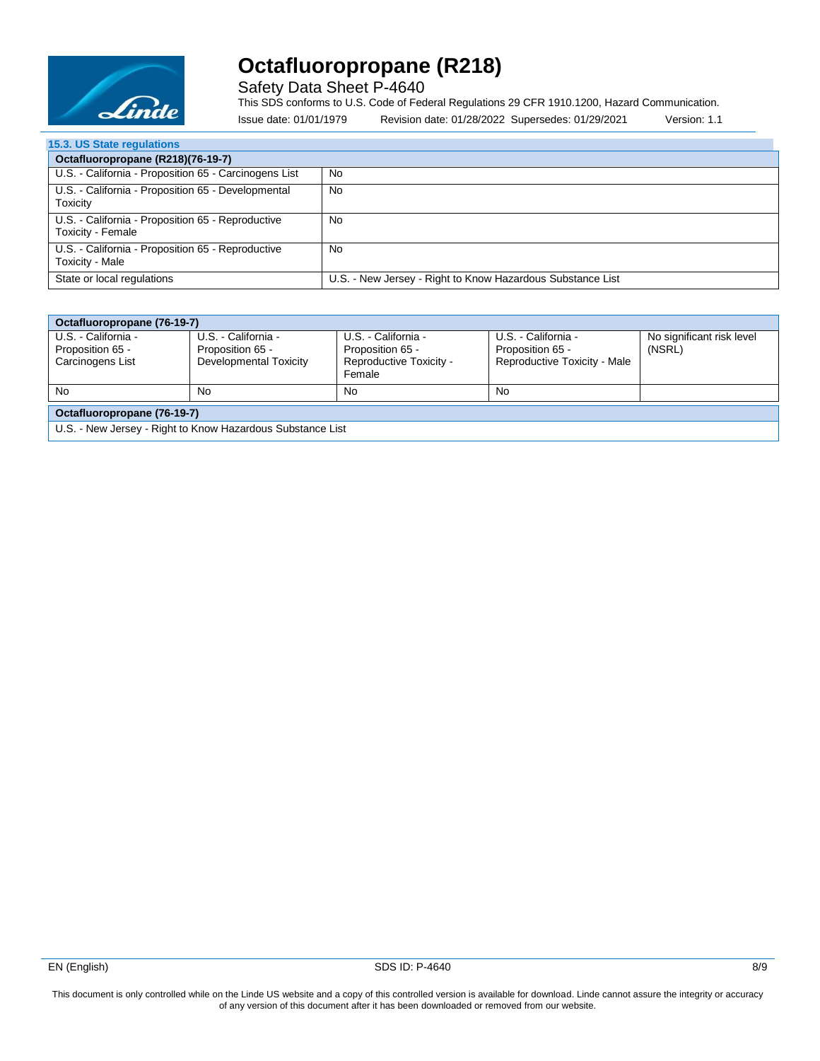### 15.3. US State regulations

| Octafluoropropane (R218)(76-19-7) | |
|---|---|
| U.S. - California - Proposition 65 - Carcinogens List | No |
| U.S. - California - Proposition 65 - Developmental Toxicity | No |
| U.S. - California - Proposition 65 - Reproductive Toxicity - Female | No |
| U.S. - California - Proposition 65 - Reproductive Toxicity - Male | No |
| State or local regulations | U.S. - New Jersey - Right to Know Hazardous Substance List |

| Octafluoropropane (76-19-7) | | | | |
|---|---|---|---|---|
| U.S. - California - Proposition 65 - Carcinogens List | U.S. - California - Proposition 65 - Developmental Toxicity | U.S. - California - Proposition 65 - Reproductive Toxicity - Female | U.S. - California - Proposition 65 - Reproductive Toxicity - Male | No significant risk level (NSRL) |
| No | No | No | No | |

| Octafluoropropane (76-19-7) |
|---|
| U.S. - New Jersey - Right to Know Hazardous Substance List |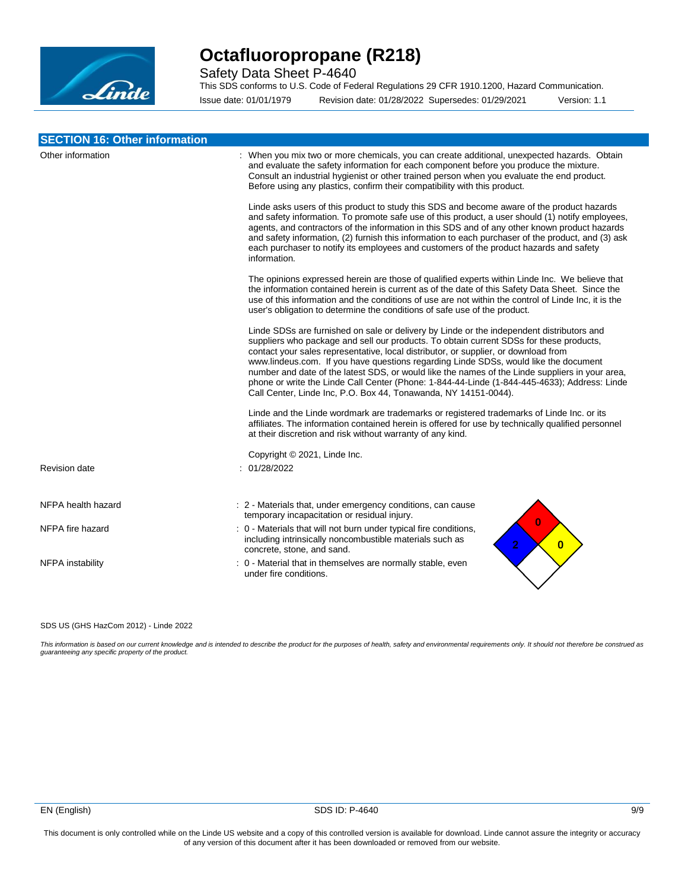## SECTION 16: Other information

| | |
|---|---|
| Other information | : When you mix two or more chemicals, you can create additional, unexpected hazards. Obtain and evaluate the safety information for each component before you produce the mixture. Consult an industrial hygienist or other trained person when you evaluate the end product. Before using any plastics, confirm their compatibility with this product. |

Linde asks users of this product to study this SDS and become aware of the product hazards and safety information. To promote safe use of this product, a user should (1) notify employees, agents, and contractors of the information in this SDS and of any other known product hazards and safety information, (2) furnish this information to each purchaser of the product, and (3) ask each purchaser to notify its employees and customers of the product hazards and safety information.

The opinions expressed herein are those of qualified experts within Linde Inc. We believe that the information contained herein is current as of the date of this Safety Data Sheet. Since the use of this information and the conditions of use are not within the control of Linde Inc, it is the user's obligation to determine the conditions of safe use of the product.

Linde SDSs are furnished on sale or delivery by Linde or the independent distributors and suppliers who package and sell our products. To obtain current SDSs for these products, contact your sales representative, local distributor, or supplier, or download from www.lindeus.com. If you have questions regarding Linde SDSs, would like the document number and date of the latest SDS, or would like the names of the Linde suppliers in your area, phone or write the Linde Call Center (Phone: 1-844-44-Linde (1-844-445-4633); Address: Linde Call Center, Linde Inc, P.O. Box 44, Tonawanda, NY 14151-0044).

Linde and the Linde wordmark are trademarks or registered trademarks of Linde Inc. or its affiliates. The information contained herein is offered for use by technically qualified personnel at their discretion and risk without warranty of any kind.

Copyright © 2021, Linde Inc.

| | |
|---|---|
| Revision date | : 01/28/2022 |
| NFPA health hazard | : 2 - Materials that, under emergency conditions, can cause temporary incapacitation or residual injury. |
| NFPA fire hazard | : 0 - Materials that will not burn under typical fire conditions, including intrinsically noncombustible materials such as concrete, stone, and sand. |
| NFPA instability | : 0 - Material that in themselves are normally stable, even under fire conditions. |

0
2
0

SDS US (GHS HazCom 2012) - Linde 2022

*This information is based on our current knowledge and is intended to describe the product for the purposes of health, safety and environmental requirements only. It should not therefore be construed as guaranteeing any specific property of the product.*

This document is only controlled while on the Linde US website and a copy of this controlled version is available for download. Linde cannot assure the integrity or accuracy of any version of this document after it has been downloaded or removed from our website.